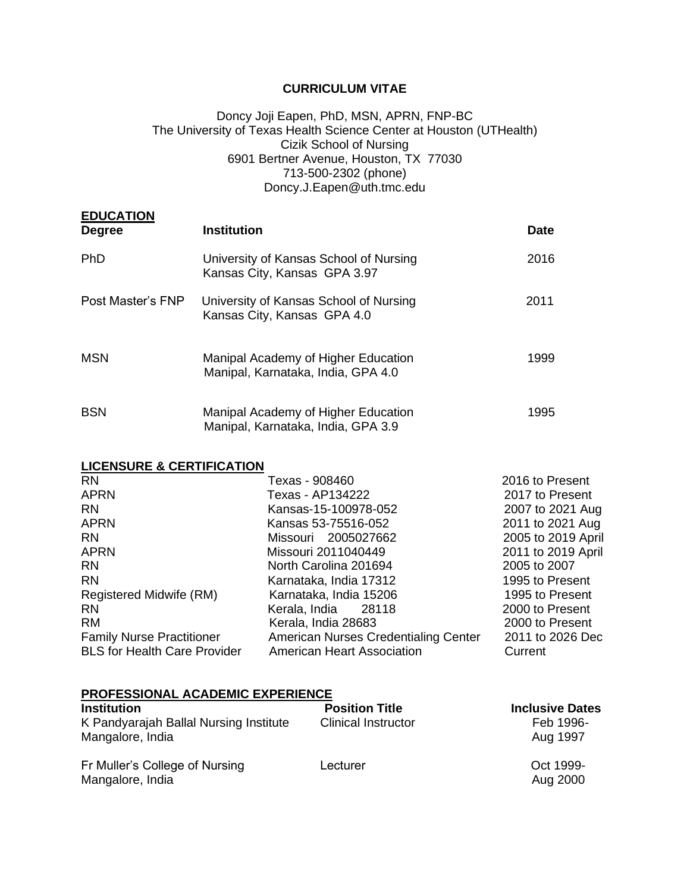# CURRICULUM VITAE

Doncy Joji Eapen, PhD, MSN, APRN, FNP-BC
The University of Texas Health Science Center at Houston (UTHealth)
Cizik School of Nursing
6901 Bertner Avenue, Houston, TX 77030
713-500-2302 (phone)
Doncy.J.Eapen@uth.tmc.edu

## EDUCATION

| Degree | Institution | Date |
|---|---|---|
| PhD | University of Kansas School of Nursing<br>Kansas City, Kansas GPA 3.97 | 2016 |
| Post Master's FNP | University of Kansas School of Nursing<br>Kansas City, Kansas GPA 4.0 | 2011 |
| MSN | Manipal Academy of Higher Education<br>Manipal, Karnataka, India, GPA 4.0 | 1999 |
| BSN | Manipal Academy of Higher Education<br>Manipal, Karnataka, India, GPA 3.9 | 1995 |

## LICENSURE & CERTIFICATION

| | | |
|---|---|---|
| RN | Texas - 908460 | 2016 to Present |
| APRN | Texas - AP134222 | 2017 to Present |
| RN | Kansas-15-100978-052 | 2007 to 2021 Aug |
| APRN | Kansas 53-75516-052 | 2011 to 2021 Aug |
| RN | Missouri 2005027662 | 2005 to 2019 April |
| APRN | Missouri 2011040449 | 2011 to 2019 April |
| RN | North Carolina 201694 | 2005 to 2007 |
| RN | Karnataka, India 17312 | 1995 to Present |
| Registered Midwife (RM) | Karnataka, India 15206 | 1995 to Present |
| RN | Kerala, India 28118 | 2000 to Present |
| RM | Kerala, India 28683 | 2000 to Present |
| Family Nurse Practitioner | American Nurses Credentialing Center | 2011 to 2026 Dec |
| BLS for Health Care Provider | American Heart Association | Current |

## PROFESSIONAL ACADEMIC EXPERIENCE

| Institution | Position Title | Inclusive Dates |
|---|---|---|
| K Pandyarajah Ballal Nursing Institute<br>Mangalore, India | Clinical Instructor | Feb 1996-<br>Aug 1997 |
| Fr Muller's College of Nursing<br>Mangalore, India | Lecturer | Oct 1999-<br>Aug 2000 |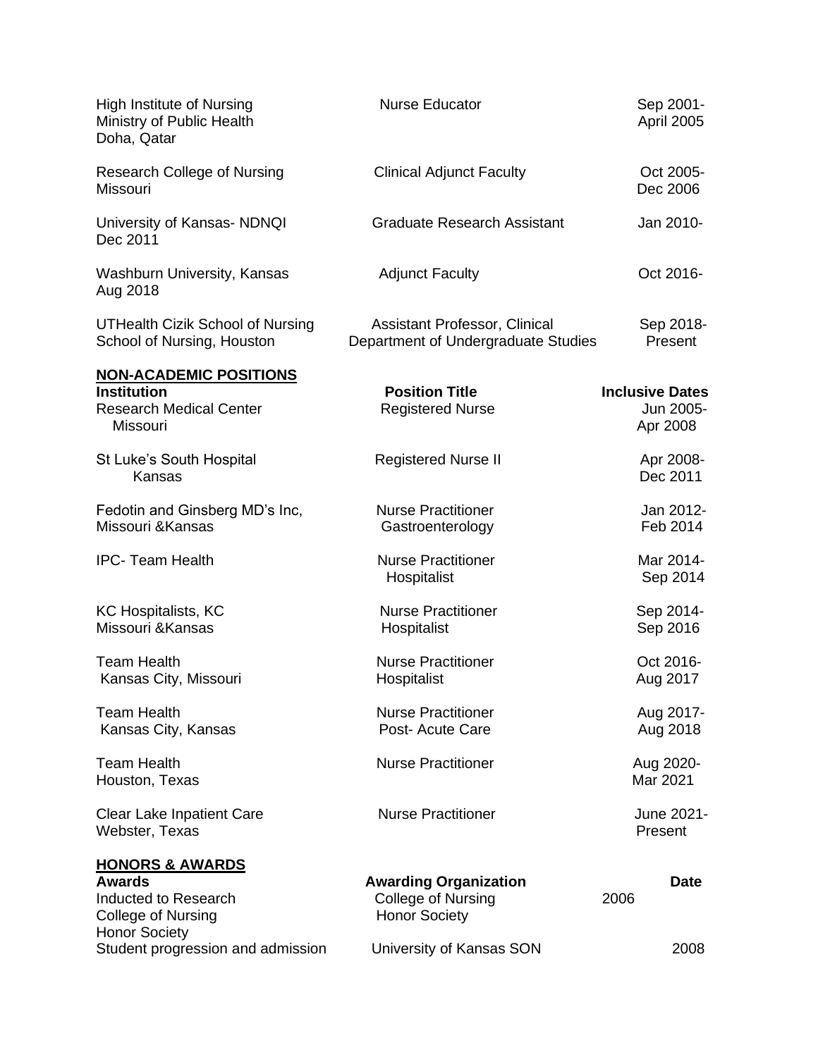| | | |
|---|---|---|
| High Institute of Nursing<br>Ministry of Public Health<br>Doha, Qatar | Nurse Educator | Sep 2001-<br>April 2005 |
| Research College of Nursing<br>Missouri | Clinical Adjunct Faculty | Oct 2005-<br>Dec 2006 |
| University of Kansas- NDNQI | Graduate Research Assistant | Jan 2010-<br>Dec 2011 |
| Washburn University, Kansas | Adjunct Faculty | Oct 2016-<br>Aug 2018 |
| UTHealth Cizik School of Nursing<br>School of Nursing, Houston | Assistant Professor, Clinical<br>Department of Undergraduate Studies | Sep 2018-<br>Present |

## NON-ACADEMIC POSITIONS

| Institution | Position Title | Inclusive Dates |
|---|---|---|
| Research Medical Center<br>Missouri | Registered Nurse | Jun 2005-<br>Apr 2008 |
| St Luke's South Hospital<br>Kansas | Registered Nurse II | Apr 2008-<br>Dec 2011 |
| Fedotin and Ginsberg MD's Inc,<br>Missouri &Kansas | Nurse Practitioner<br>Gastroenterology | Jan 2012-<br>Feb 2014 |
| IPC- Team Health | Nurse Practitioner<br>Hospitalist | Mar 2014-<br>Sep 2014 |
| KC Hospitalists, KC<br>Missouri &Kansas | Nurse Practitioner<br>Hospitalist | Sep 2014-<br>Sep 2016 |
| Team Health<br>Kansas City, Missouri | Nurse Practitioner<br>Hospitalist | Oct 2016-<br>Aug 2017 |
| Team Health<br>Kansas City, Kansas | Nurse Practitioner<br>Post- Acute Care | Aug 2017-<br>Aug 2018 |
| Team Health<br>Houston, Texas | Nurse Practitioner | Aug 2020-<br>Mar 2021 |
| Clear Lake Inpatient Care<br>Webster, Texas | Nurse Practitioner | June 2021-<br>Present |

## HONORS & AWARDS

| Awards | Awarding Organization | Date |
|---|---|---|
| Inducted to Research College of Nursing Honor Society | College of Nursing Honor Society | 2006 |
| Student progression and admission | University of Kansas SON | 2008 |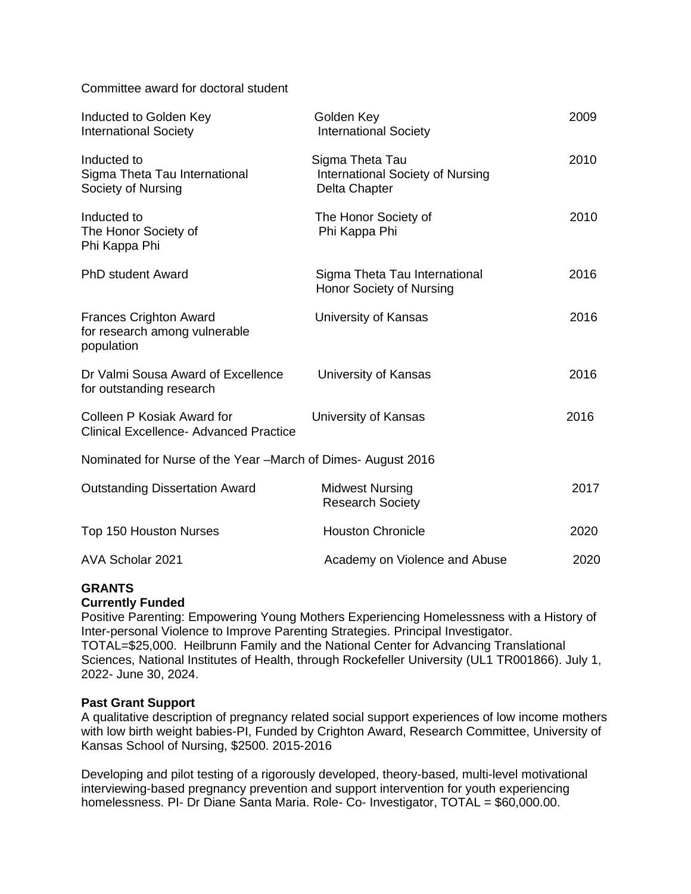Committee award for doctoral student

| | | |
|---|---|---|
| Inducted to Golden Key International Society | Golden Key International Society | 2009 |
| Inducted to Sigma Theta Tau International Society of Nursing | Sigma Theta Tau International Society of Nursing Delta Chapter | 2010 |
| Inducted to The Honor Society of Phi Kappa Phi | The Honor Society of Phi Kappa Phi | 2010 |
| PhD student Award | Sigma Theta Tau International Honor Society of Nursing | 2016 |
| Frances Crighton Award for research among vulnerable population | University of Kansas | 2016 |
| Dr Valmi Sousa Award of Excellence for outstanding research | University of Kansas | 2016 |
| Colleen P Kosiak Award for Clinical Excellence- Advanced Practice | University of Kansas | 2016 |

Nominated for Nurse of the Year –March of Dimes- August 2016

| | | |
|---|---|---|
| Outstanding Dissertation Award | Midwest Nursing Research Society | 2017 |
| Top 150 Houston Nurses | Houston Chronicle | 2020 |
| AVA Scholar 2021 | Academy on Violence and Abuse | 2020 |

## GRANTS

### Currently Funded

Positive Parenting: Empowering Young Mothers Experiencing Homelessness with a History of Inter-personal Violence to Improve Parenting Strategies. Principal Investigator. TOTAL=$25,000. Heilbrunn Family and the National Center for Advancing Translational Sciences, National Institutes of Health, through Rockefeller University (UL1 TR001866). July 1, 2022- June 30, 2024.

### Past Grant Support

A qualitative description of pregnancy related social support experiences of low income mothers with low birth weight babies-PI, Funded by Crighton Award, Research Committee, University of Kansas School of Nursing, $2500. 2015-2016

Developing and pilot testing of a rigorously developed, theory-based, multi-level motivational interviewing-based pregnancy prevention and support intervention for youth experiencing homelessness. PI- Dr Diane Santa Maria. Role- Co- Investigator, TOTAL = $60,000.00.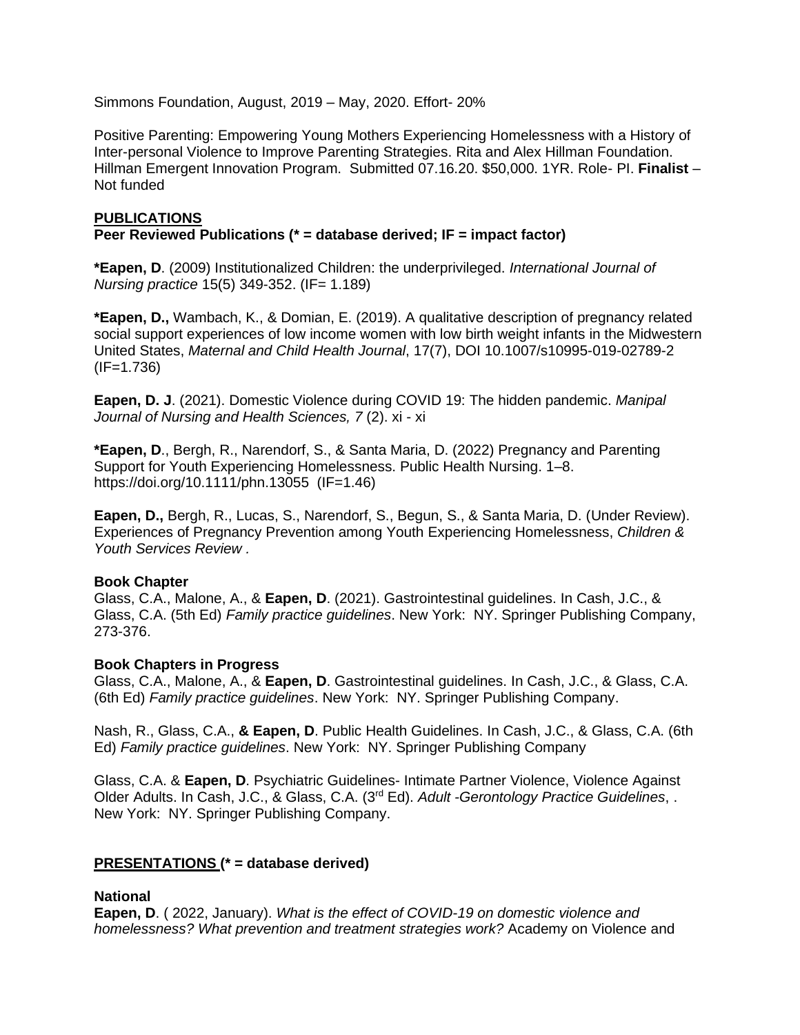Simmons Foundation, August, 2019 – May, 2020. Effort- 20%

Positive Parenting: Empowering Young Mothers Experiencing Homelessness with a History of Inter-personal Violence to Improve Parenting Strategies. Rita and Alex Hillman Foundation. Hillman Emergent Innovation Program. Submitted 07.16.20. $50,000. 1YR. Role- PI. **Finalist** – Not funded

## PUBLICATIONS

### Peer Reviewed Publications (* = database derived; IF = impact factor)

***Eapen, D**. (2009) Institutionalized Children: the underprivileged. *International Journal of Nursing practice* 15(5) 349-352. (IF= 1.189)

***Eapen, D.,** Wambach, K., & Domian, E. (2019). A qualitative description of pregnancy related social support experiences of low income women with low birth weight infants in the Midwestern United States, *Maternal and Child Health Journal*, 17(7), DOI 10.1007/s10995-019-02789-2 (IF=1.736)

**Eapen, D. J**. (2021). Domestic Violence during COVID 19: The hidden pandemic. *Manipal Journal of Nursing and Health Sciences, 7* (2). xi - xi

***Eapen, D**., Bergh, R., Narendorf, S., & Santa Maria, D. (2022) Pregnancy and Parenting Support for Youth Experiencing Homelessness. Public Health Nursing. 1–8. https://doi.org/10.1111/phn.13055 (IF=1.46)

**Eapen, D.,** Bergh, R., Lucas, S., Narendorf, S., Begun, S., & Santa Maria, D. (Under Review). Experiences of Pregnancy Prevention among Youth Experiencing Homelessness, *Children & Youth Services Review .*

### Book Chapter

Glass, C.A., Malone, A., & **Eapen, D**. (2021). Gastrointestinal guidelines. In Cash, J.C., & Glass, C.A. (5th Ed) *Family practice guidelines*. New York: NY. Springer Publishing Company, 273-376.

### Book Chapters in Progress

Glass, C.A., Malone, A., & **Eapen, D**. Gastrointestinal guidelines. In Cash, J.C., & Glass, C.A. (6th Ed) *Family practice guidelines*. New York: NY. Springer Publishing Company.

Nash, R., Glass, C.A., **& Eapen, D**. Public Health Guidelines. In Cash, J.C., & Glass, C.A. (6th Ed) *Family practice guidelines*. New York: NY. Springer Publishing Company

Glass, C.A. & **Eapen, D**. Psychiatric Guidelines- Intimate Partner Violence, Violence Against Older Adults. In Cash, J.C., & Glass, C.A. (3rd Ed). *Adult -Gerontology Practice Guidelines*, . New York: NY. Springer Publishing Company.

## PRESENTATIONS (* = database derived)

### National

**Eapen, D**. ( 2022, January). *What is the effect of COVID-19 on domestic violence and homelessness? What prevention and treatment strategies work?* Academy on Violence and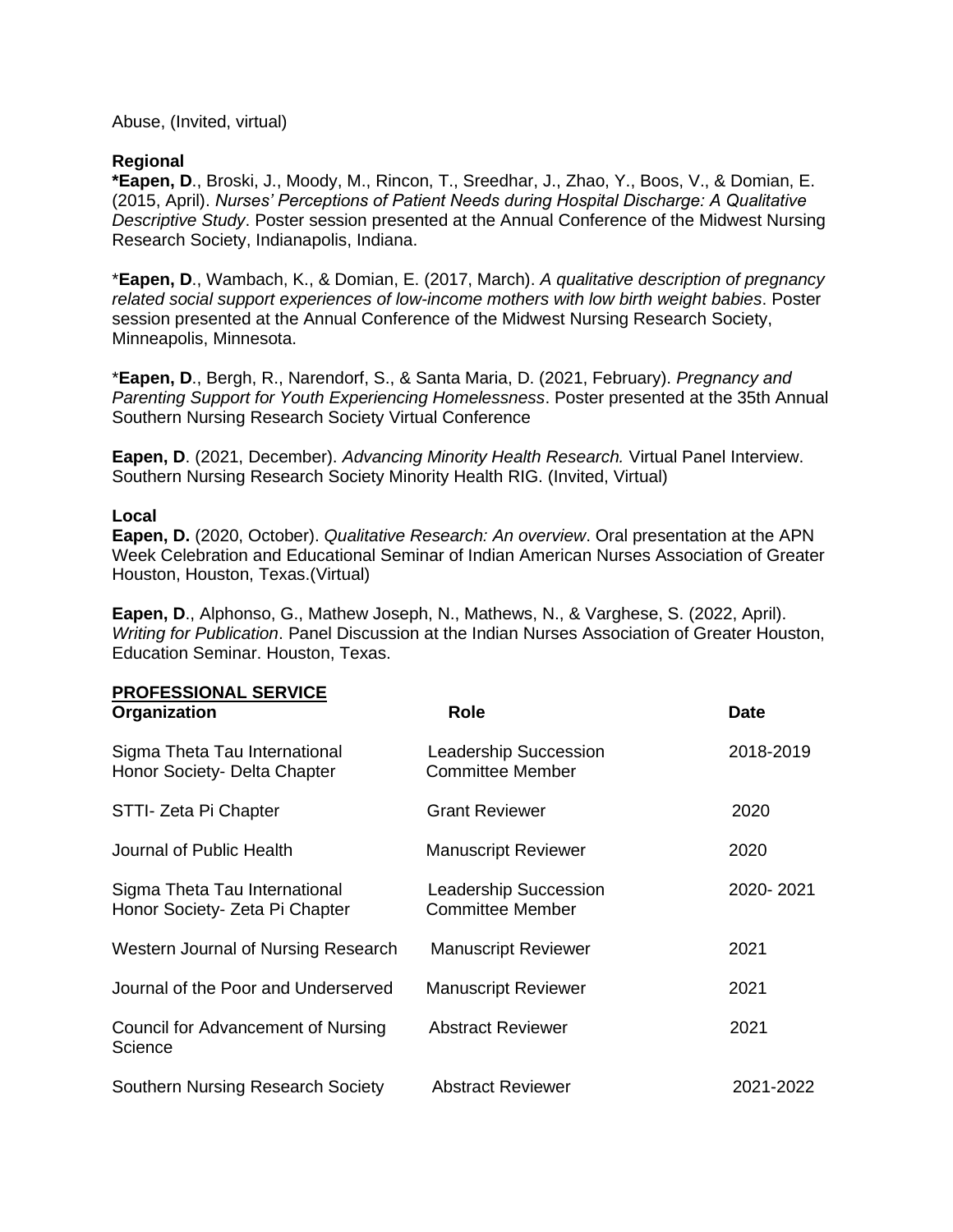Abuse, (Invited, virtual)

**Regional**

***Eapen, D**., Broski, J., Moody, M., Rincon, T., Sreedhar, J., Zhao, Y., Boos, V., & Domian, E. (2015, April). *Nurses' Perceptions of Patient Needs during Hospital Discharge: A Qualitative Descriptive Study*. Poster session presented at the Annual Conference of the Midwest Nursing Research Society, Indianapolis, Indiana.

*__Eapen, D__., Wambach, K., & Domian, E. (2017, March). *A qualitative description of pregnancy related social support experiences of low-income mothers with low birth weight babies*. Poster session presented at the Annual Conference of the Midwest Nursing Research Society, Minneapolis, Minnesota.

*__Eapen, D__., Bergh, R., Narendorf, S., & Santa Maria, D. (2021, February). *Pregnancy and Parenting Support for Youth Experiencing Homelessness*. Poster presented at the 35th Annual Southern Nursing Research Society Virtual Conference

**Eapen, D**. (2021, December). *Advancing Minority Health Research.* Virtual Panel Interview. Southern Nursing Research Society Minority Health RIG. (Invited, Virtual)

**Local**

**Eapen, D.** (2020, October). *Qualitative Research: An overview*. Oral presentation at the APN Week Celebration and Educational Seminar of Indian American Nurses Association of Greater Houston, Houston, Texas.(Virtual)

**Eapen, D**., Alphonso, G., Mathew Joseph, N., Mathews, N., & Varghese, S. (2022, April). *Writing for Publication*. Panel Discussion at the Indian Nurses Association of Greater Houston, Education Seminar. Houston, Texas.

## PROFESSIONAL SERVICE

| Organization | Role | Date |
|---|---|---|
| Sigma Theta Tau International Honor Society- Delta Chapter | Leadership Succession Committee Member | 2018-2019 |
| STTI- Zeta Pi Chapter | Grant Reviewer | 2020 |
| Journal of Public Health | Manuscript Reviewer | 2020 |
| Sigma Theta Tau International Honor Society- Zeta Pi Chapter | Leadership Succession Committee Member | 2020- 2021 |
| Western Journal of Nursing Research | Manuscript Reviewer | 2021 |
| Journal of the Poor and Underserved | Manuscript Reviewer | 2021 |
| Council for Advancement of Nursing Science | Abstract Reviewer | 2021 |
| Southern Nursing Research Society | Abstract Reviewer | 2021-2022 |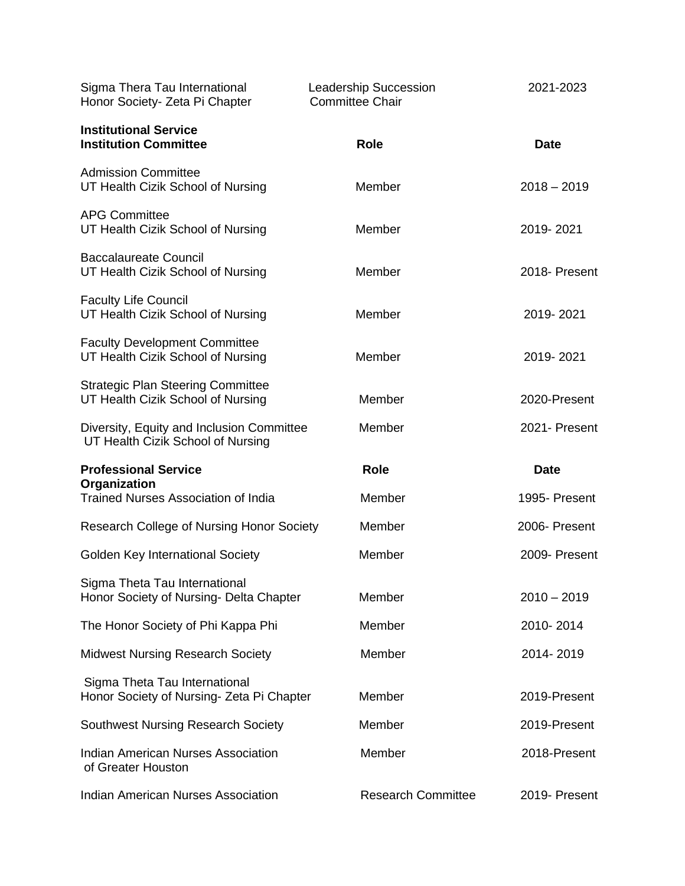| | | |
|---|---|---|
| Sigma Thera Tau International Honor Society- Zeta Pi Chapter | Leadership Succession Committee Chair | 2021-2023 |

**Institutional Service**

| **Institution Committee** | **Role** | **Date** |
|---|---|---|
| Admission Committee<br>UT Health Cizik School of Nursing | Member | 2018 – 2019 |
| APG Committee<br>UT Health Cizik School of Nursing | Member | 2019- 2021 |
| Baccalaureate Council<br>UT Health Cizik School of Nursing | Member | 2018- Present |
| Faculty Life Council<br>UT Health Cizik School of Nursing | Member | 2019- 2021 |
| Faculty Development Committee<br>UT Health Cizik School of Nursing | Member | 2019- 2021 |
| Strategic Plan Steering Committee<br>UT Health Cizik School of Nursing | Member | 2020-Present |
| Diversity, Equity and Inclusion Committee<br>UT Health Cizik School of Nursing | Member | 2021- Present |

| **Professional Service Organization** | **Role** | **Date** |
|---|---|---|
| Trained Nurses Association of India | Member | 1995- Present |
| Research College of Nursing Honor Society | Member | 2006- Present |
| Golden Key International Society | Member | 2009- Present |
| Sigma Theta Tau International<br>Honor Society of Nursing- Delta Chapter | Member | 2010 – 2019 |
| The Honor Society of Phi Kappa Phi | Member | 2010- 2014 |
| Midwest Nursing Research Society | Member | 2014- 2019 |
| Sigma Theta Tau International<br>Honor Society of Nursing- Zeta Pi Chapter | Member | 2019-Present |
| Southwest Nursing Research Society | Member | 2019-Present |
| Indian American Nurses Association<br>of Greater Houston | Member | 2018-Present |
| Indian American Nurses Association | Research Committee | 2019- Present |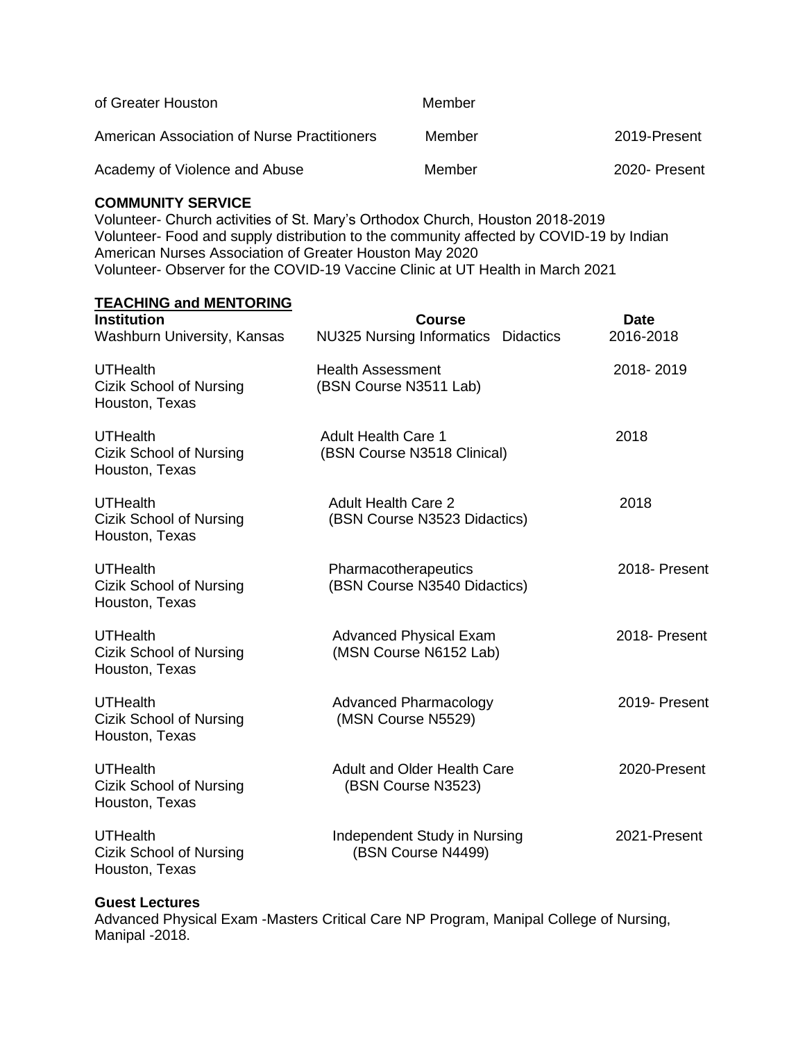| | | |
|---|---|---|
| of Greater Houston | Member | |
| American Association of Nurse Practitioners | Member | 2019-Present |
| Academy of Violence and Abuse | Member | 2020- Present |

**COMMUNITY SERVICE**

Volunteer- Church activities of St. Mary's Orthodox Church, Houston 2018-2019
Volunteer- Food and supply distribution to the community affected by COVID-19 by Indian American Nurses Association of Greater Houston May 2020
Volunteer- Observer for the COVID-19 Vaccine Clinic at UT Health in March 2021

**TEACHING and MENTORING**

| Institution | Course | Date |
|---|---|---|
| Washburn University, Kansas | NU325 Nursing Informatics Didactics | 2016-2018 |
| UTHealth Cizik School of Nursing Houston, Texas | Health Assessment (BSN Course N3511 Lab) | 2018- 2019 |
| UTHealth Cizik School of Nursing Houston, Texas | Adult Health Care 1 (BSN Course N3518 Clinical) | 2018 |
| UTHealth Cizik School of Nursing Houston, Texas | Adult Health Care 2 (BSN Course N3523 Didactics) | 2018 |
| UTHealth Cizik School of Nursing Houston, Texas | Pharmacotherapeutics (BSN Course N3540 Didactics) | 2018- Present |
| UTHealth Cizik School of Nursing Houston, Texas | Advanced Physical Exam (MSN Course N6152 Lab) | 2018- Present |
| UTHealth Cizik School of Nursing Houston, Texas | Advanced Pharmacology (MSN Course N5529) | 2019- Present |
| UTHealth Cizik School of Nursing Houston, Texas | Adult and Older Health Care (BSN Course N3523) | 2020-Present |
| UTHealth Cizik School of Nursing Houston, Texas | Independent Study in Nursing (BSN Course N4499) | 2021-Present |

**Guest Lectures**

Advanced Physical Exam -Masters Critical Care NP Program, Manipal College of Nursing, Manipal -2018.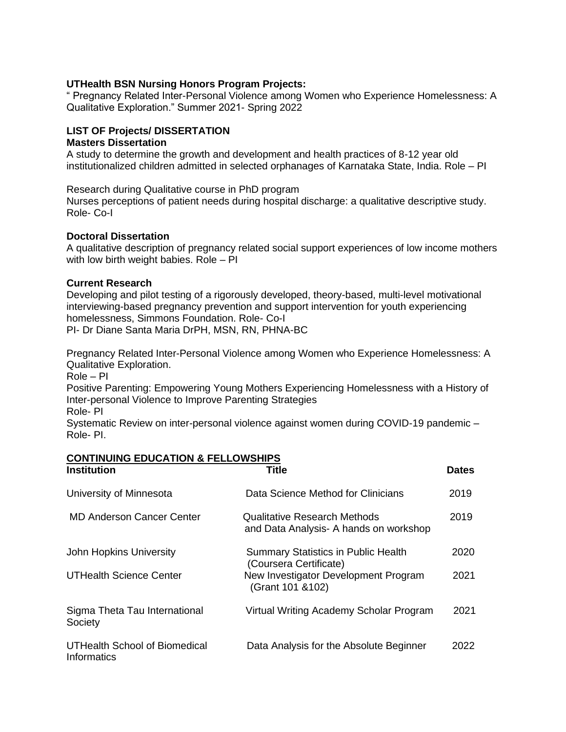**UTHealth BSN Nursing Honors Program Projects:**
" Pregnancy Related Inter-Personal Violence among Women who Experience Homelessness: A Qualitative Exploration." Summer 2021- Spring 2022

**LIST OF Projects/ DISSERTATION**

**Masters Dissertation**

A study to determine the growth and development and health practices of 8-12 year old institutionalized children admitted in selected orphanages of Karnataka State, India. Role – PI

Research during Qualitative course in PhD program
Nurses perceptions of patient needs during hospital discharge: a qualitative descriptive study. Role- Co-I

**Doctoral Dissertation**

A qualitative description of pregnancy related social support experiences of low income mothers with low birth weight babies. Role – PI

**Current Research**

Developing and pilot testing of a rigorously developed, theory-based, multi-level motivational interviewing-based pregnancy prevention and support intervention for youth experiencing homelessness, Simmons Foundation. Role- Co-I
PI- Dr Diane Santa Maria DrPH, MSN, RN, PHNA-BC

Pregnancy Related Inter-Personal Violence among Women who Experience Homelessness: A Qualitative Exploration.
Role – PI
Positive Parenting: Empowering Young Mothers Experiencing Homelessness with a History of Inter-personal Violence to Improve Parenting Strategies
Role- PI
Systematic Review on inter-personal violence against women during COVID-19 pandemic – Role- PI.

**CONTINUING EDUCATION & FELLOWSHIPS**

| Institution | Title | Dates |
|---|---|---|
| University of Minnesota | Data Science Method for Clinicians | 2019 |
| MD Anderson Cancer Center | Qualitative Research Methods and Data Analysis- A hands on workshop | 2019 |
| John Hopkins University | Summary Statistics in Public Health (Coursera Certificate) | 2020 |
| UTHealth Science Center | New Investigator Development Program (Grant 101 &102) | 2021 |
| Sigma Theta Tau International Society | Virtual Writing Academy Scholar Program | 2021 |
| UTHealth School of Biomedical Informatics | Data Analysis for the Absolute Beginner | 2022 |